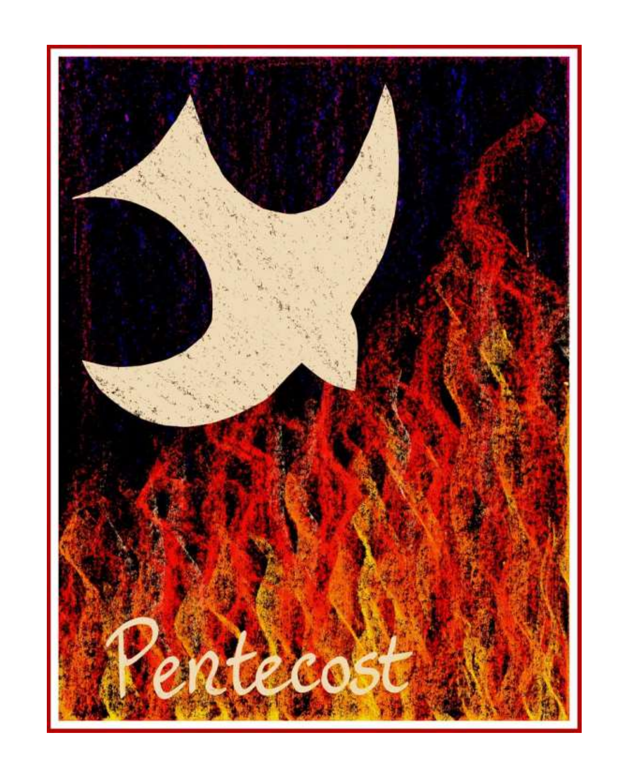# Pentecost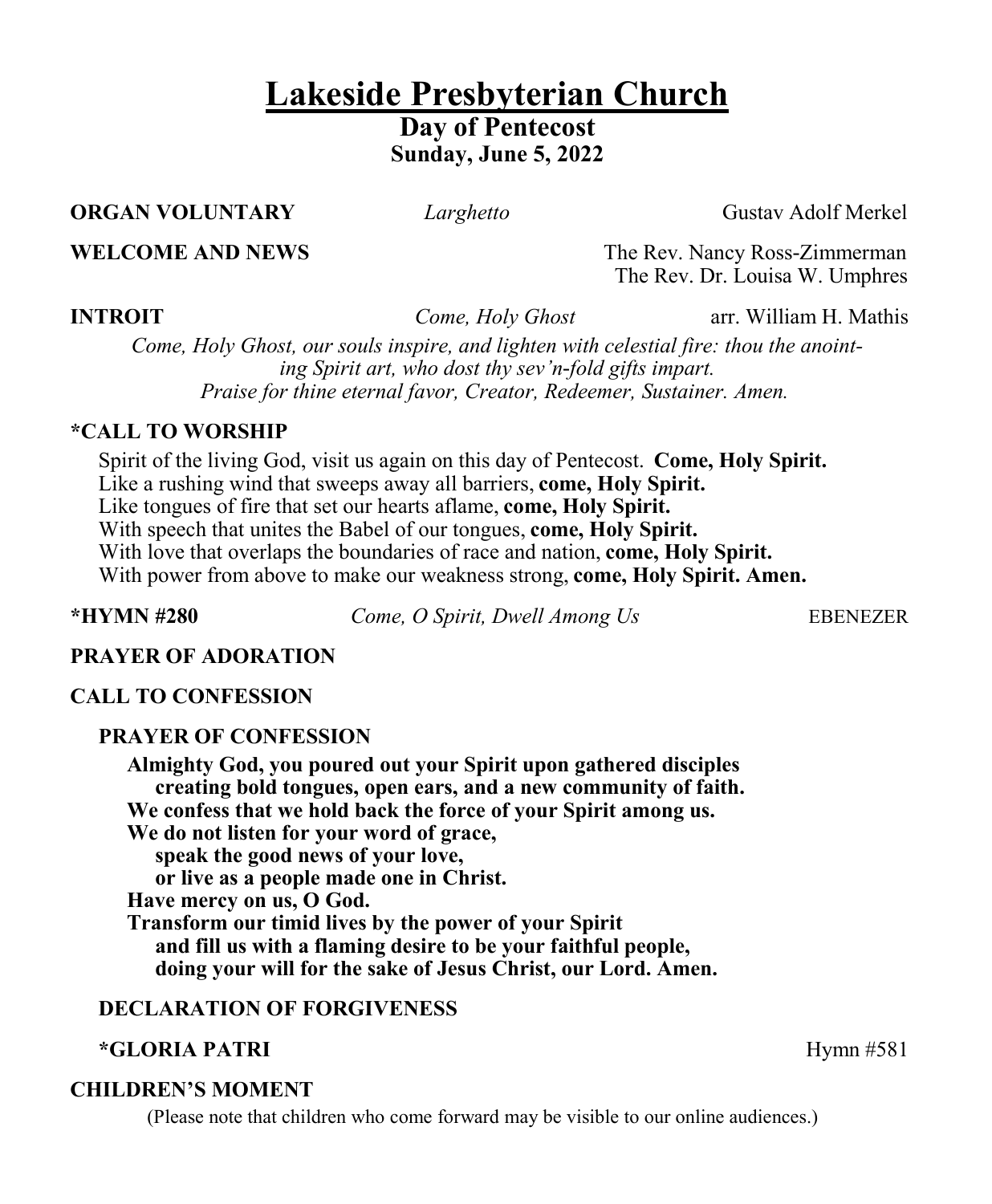# Lakeside Presbyterian Church

## Day of Pentecost

### Sunday, June 5, 2022

**ORGAN VOLUNTARY** *Larghetto* Gustav Adolf Merkel

**WELCOME AND NEWS** The Rev. Nancy Ross-Zimmerman
The Rev. Dr. Louisa W. Umphres

**INTROIT** *Come, Holy Ghost* arr. William H. Mathis

*Come, Holy Ghost, our souls inspire, and lighten with celestial fire: thou the anointing Spirit art, who dost thy sev'n-fold gifts impart.*
*Praise for thine eternal favor, Creator, Redeemer, Sustainer. Amen.*

**\*CALL TO WORSHIP**

Spirit of the living God, visit us again on this day of Pentecost. **Come, Holy Spirit.**
Like a rushing wind that sweeps away all barriers, **come, Holy Spirit.**
Like tongues of fire that set our hearts aflame, **come, Holy Spirit.**
With speech that unites the Babel of our tongues, **come, Holy Spirit.**
With love that overlaps the boundaries of race and nation, **come, Holy Spirit.**
With power from above to make our weakness strong, **come, Holy Spirit. Amen.**

**\*HYMN #280** *Come, O Spirit, Dwell Among Us* EBENEZER

**PRAYER OF ADORATION**

**CALL TO CONFESSION**

**PRAYER OF CONFESSION**

**Almighty God, you poured out your Spirit upon gathered disciples**
**creating bold tongues, open ears, and a new community of faith.**
**We confess that we hold back the force of your Spirit among us.**
**We do not listen for your word of grace,**
**speak the good news of your love,**
**or live as a people made one in Christ.**
**Have mercy on us, O God.**
**Transform our timid lives by the power of your Spirit**
**and fill us with a flaming desire to be your faithful people,**
**doing your will for the sake of Jesus Christ, our Lord. Amen.**

**DECLARATION OF FORGIVENESS**

**\*GLORIA PATRI** Hymn #581

**CHILDREN'S MOMENT**

(Please note that children who come forward may be visible to our online audiences.)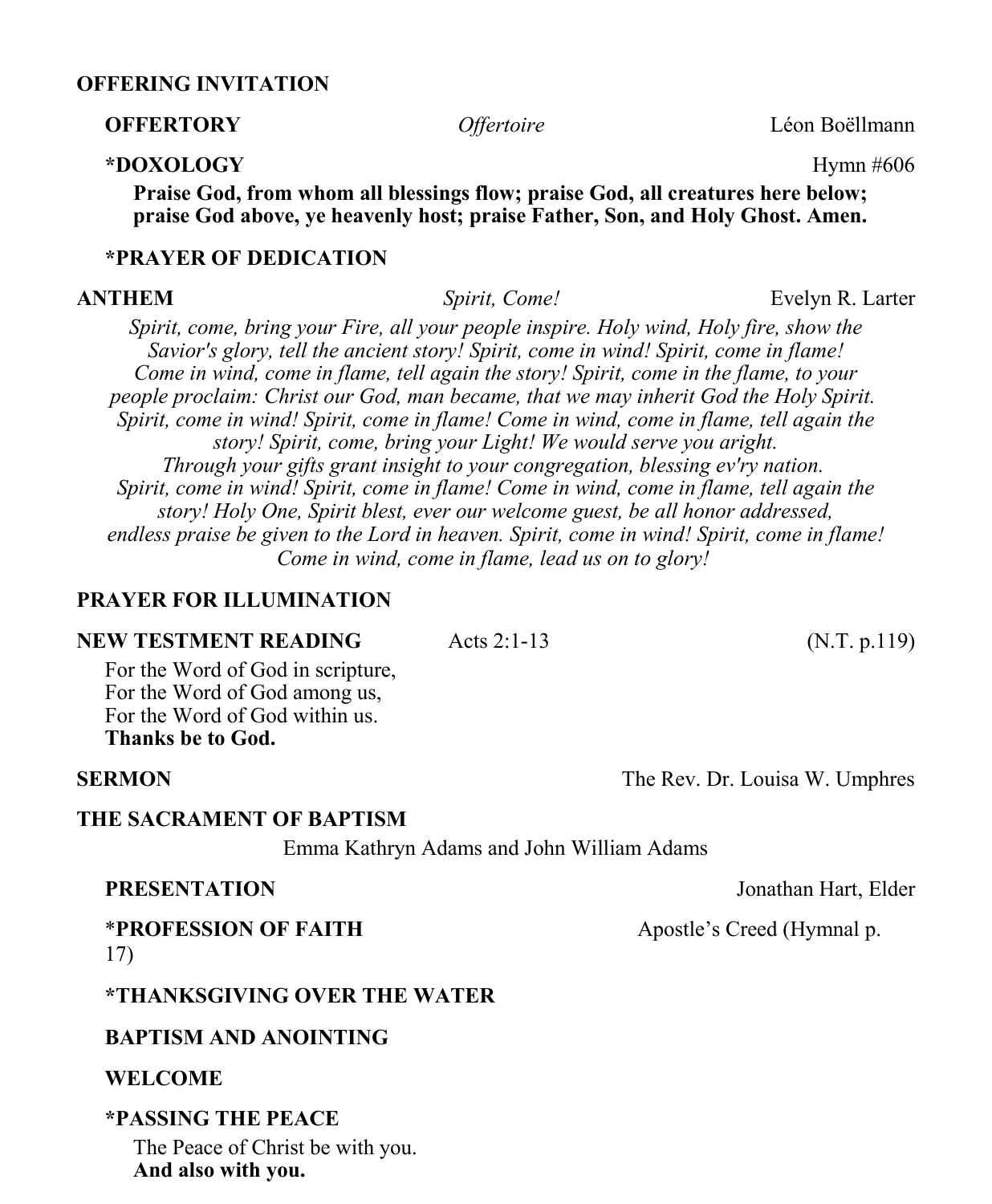**OFFERING INVITATION**

**OFFERTORY** *Offertoire* Léon Boëllmann

**\*DOXOLOGY** Hymn #606

**Praise God, from whom all blessings flow; praise God, all creatures here below; praise God above, ye heavenly host; praise Father, Son, and Holy Ghost. Amen.**

**\*PRAYER OF DEDICATION**

**ANTHEM** *Spirit, Come!* Evelyn R. Larter

*Spirit, come, bring your Fire, all your people inspire. Holy wind, Holy fire, show the Savior's glory, tell the ancient story! Spirit, come in wind! Spirit, come in flame! Come in wind, come in flame, tell again the story! Spirit, come in the flame, to your people proclaim: Christ our God, man became, that we may inherit God the Holy Spirit. Spirit, come in wind! Spirit, come in flame! Come in wind, come in flame, tell again the story! Spirit, come, bring your Light! We would serve you aright. Through your gifts grant insight to your congregation, blessing ev'ry nation. Spirit, come in wind! Spirit, come in flame! Come in wind, come in flame, tell again the story! Holy One, Spirit blest, ever our welcome guest, be all honor addressed, endless praise be given to the Lord in heaven. Spirit, come in wind! Spirit, come in flame! Come in wind, come in flame, lead us on to glory!*

**PRAYER FOR ILLUMINATION**

**NEW TESTMENT READING** Acts 2:1-13 (N.T. p.119)

For the Word of God in scripture,
For the Word of God among us,
For the Word of God within us.
**Thanks be to God.**

**SERMON** The Rev. Dr. Louisa W. Umphres

**THE SACRAMENT OF BAPTISM**

Emma Kathryn Adams and John William Adams

**PRESENTATION** Jonathan Hart, Elder

\***PROFESSION OF FAITH** Apostle's Creed (Hymnal p. 17)

**\*THANKSGIVING OVER THE WATER**

**BAPTISM AND ANOINTING**

**WELCOME**

**\*PASSING THE PEACE**

The Peace of Christ be with you.
**And also with you.**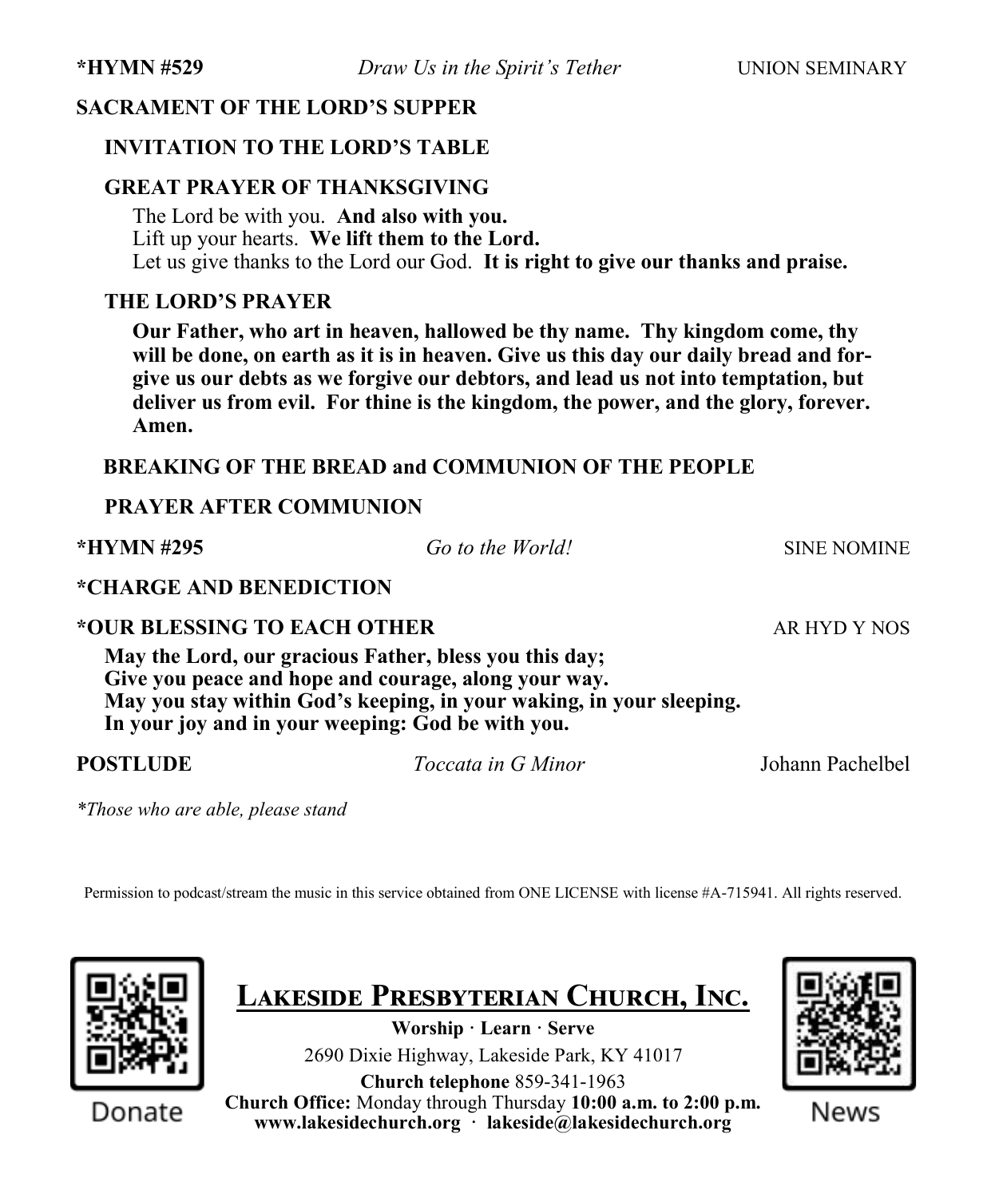**\*HYMN #529** *Draw Us in the Spirit's Tether* UNION SEMINARY

**SACRAMENT OF THE LORD'S SUPPER**

**INVITATION TO THE LORD'S TABLE**

**GREAT PRAYER OF THANKSGIVING**

The Lord be with you. **And also with you.**
Lift up your hearts. **We lift them to the Lord.**
Let us give thanks to the Lord our God. **It is right to give our thanks and praise.**

**THE LORD'S PRAYER**

**Our Father, who art in heaven, hallowed be thy name. Thy kingdom come, thy will be done, on earth as it is in heaven. Give us this day our daily bread and forgive us our debts as we forgive our debtors, and lead us not into temptation, but deliver us from evil. For thine is the kingdom, the power, and the glory, forever. Amen.**

**BREAKING OF THE BREAD and COMMUNION OF THE PEOPLE**

**PRAYER AFTER COMMUNION**

**\*HYMN #295** *Go to the World!* SINE NOMINE

**\*CHARGE AND BENEDICTION**

**\*OUR BLESSING TO EACH OTHER** AR HYD Y NOS

**May the Lord, our gracious Father, bless you this day;**
**Give you peace and hope and courage, along your way.**
**May you stay within God's keeping, in your waking, in your sleeping.**
**In your joy and in your weeping: God be with you.**

**POSTLUDE** *Toccata in G Minor* Johann Pachelbel

*\*Those who are able, please stand*

Permission to podcast/stream the music in this service obtained from ONE LICENSE with license #A-715941. All rights reserved.

Donate

**LAKESIDE PRESBYTERIAN CHURCH, INC.**

**Worship · Learn · Serve**

2690 Dixie Highway, Lakeside Park, KY 41017

**Church telephone** 859-341-1963

**Church Office:** Monday through Thursday **10:00 a.m. to 2:00 p.m.**

**www.lakesidechurch.org · lakeside@lakesidechurch.org**

News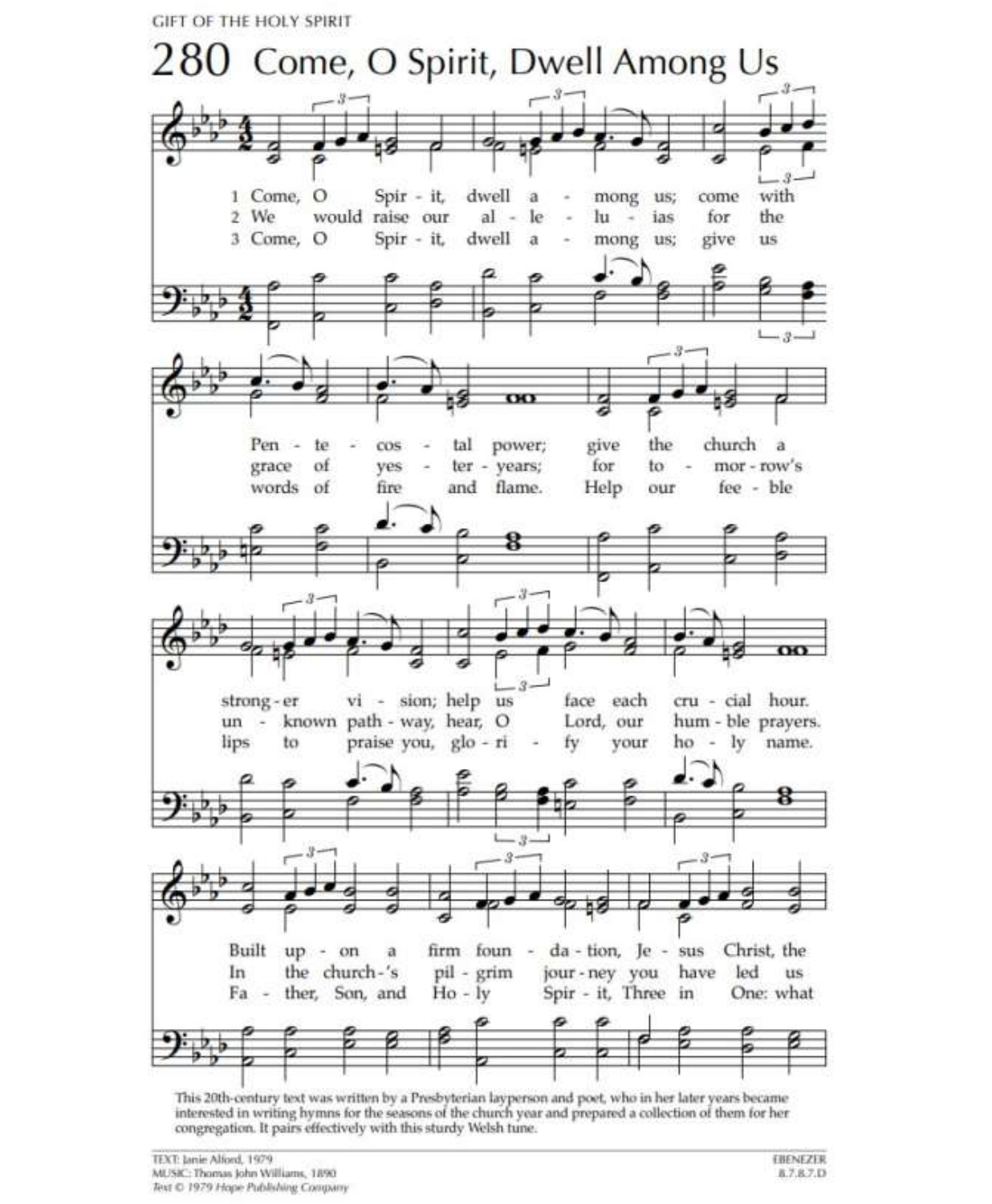GIFT OF THE HOLY SPIRIT

# 280 Come, O Spirit, Dwell Among Us

1 Come, O Spirit, dwell among us; come with Pentecostal power; give the church a stronger vision; help us face each crucial hour. Built upon a firm foundation, Jesus Christ, the

2 We would raise our alleluias for the grace of yesteryears; for tomorrow's unknown pathway, hear, O Lord, our humble prayers. In the church's pilgrim journey you have led us

3 Come, O Spirit, dwell among us; give us words of fire and flame. Help our feeble lips to praise you, glorify your holy name. Father, Son, and Holy Spirit, Three in One: what

This 20th-century text was written by a Presbyterian layperson and poet, who in her later years became interested in writing hymns for the seasons of the church year and prepared a collection of them for her congregation. It pairs effectively with this sturdy Welsh tune.

TEXT: Janie Alford, 1979
MUSIC: Thomas John Williams, 1890
*Text © 1979 Hope Publishing Company*

EBENEZER
8.7.8.7.D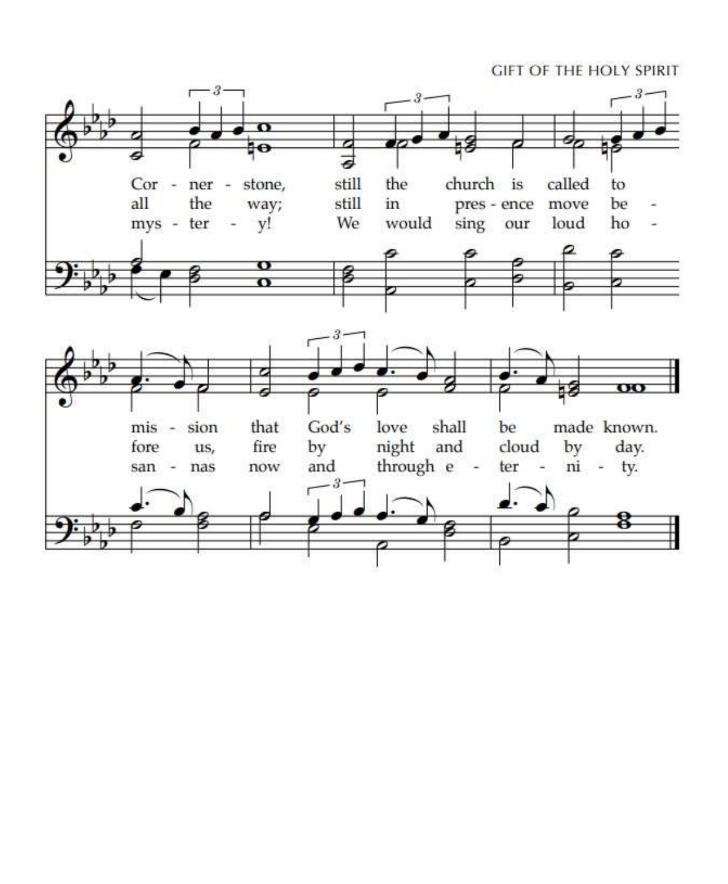Cor - ner - stone, still the church is called to mis - sion that God's love shall be made known.

all the way; still in pres - ence move be - fore us, fire by night and cloud by day.

mys - ter - y! We would sing our loud ho - san - nas now and through e - ter - ni - ty.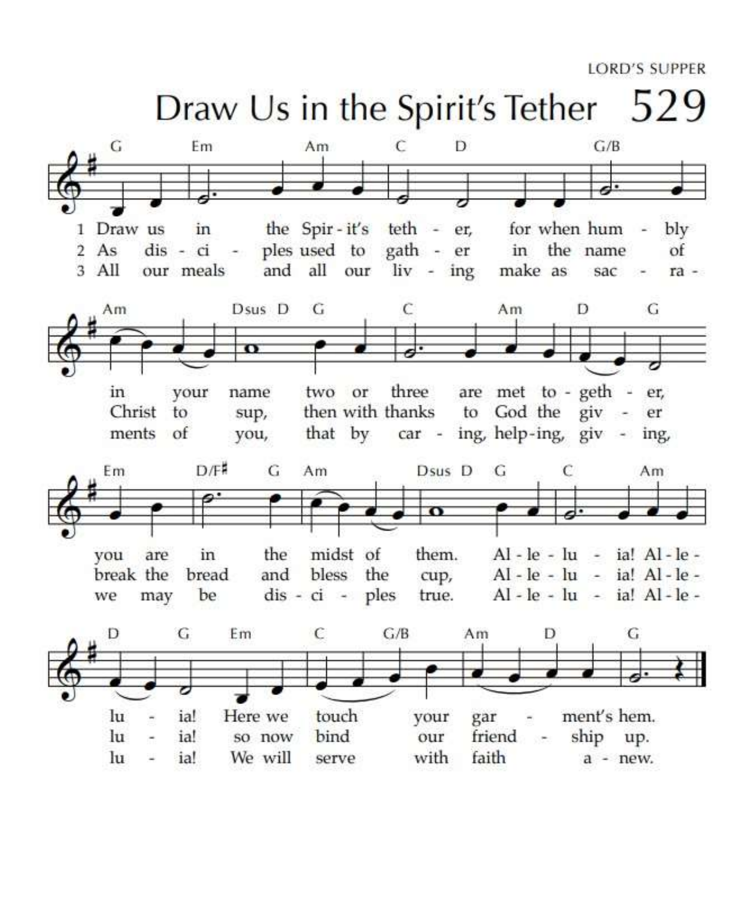LORD'S SUPPER

# Draw Us in the Spirit's Tether 529

1 Draw us in the Spirit's tether, for when humbly in your name two or three are met together, you are in the midst of them. Alleluia! Alleluia! Here we touch your garment's hem.

2 As disciples used to gather in the name of Christ to sup, then with thanks to God the giver break the bread and bless the cup, Alleluia! Alleluia! so now bind our friendship up.

3 All our meals and all our living make as sacraments of you, that by caring, helping, giving, we may be disciples true. Alleluia! Alleluia! We will serve with faith anew.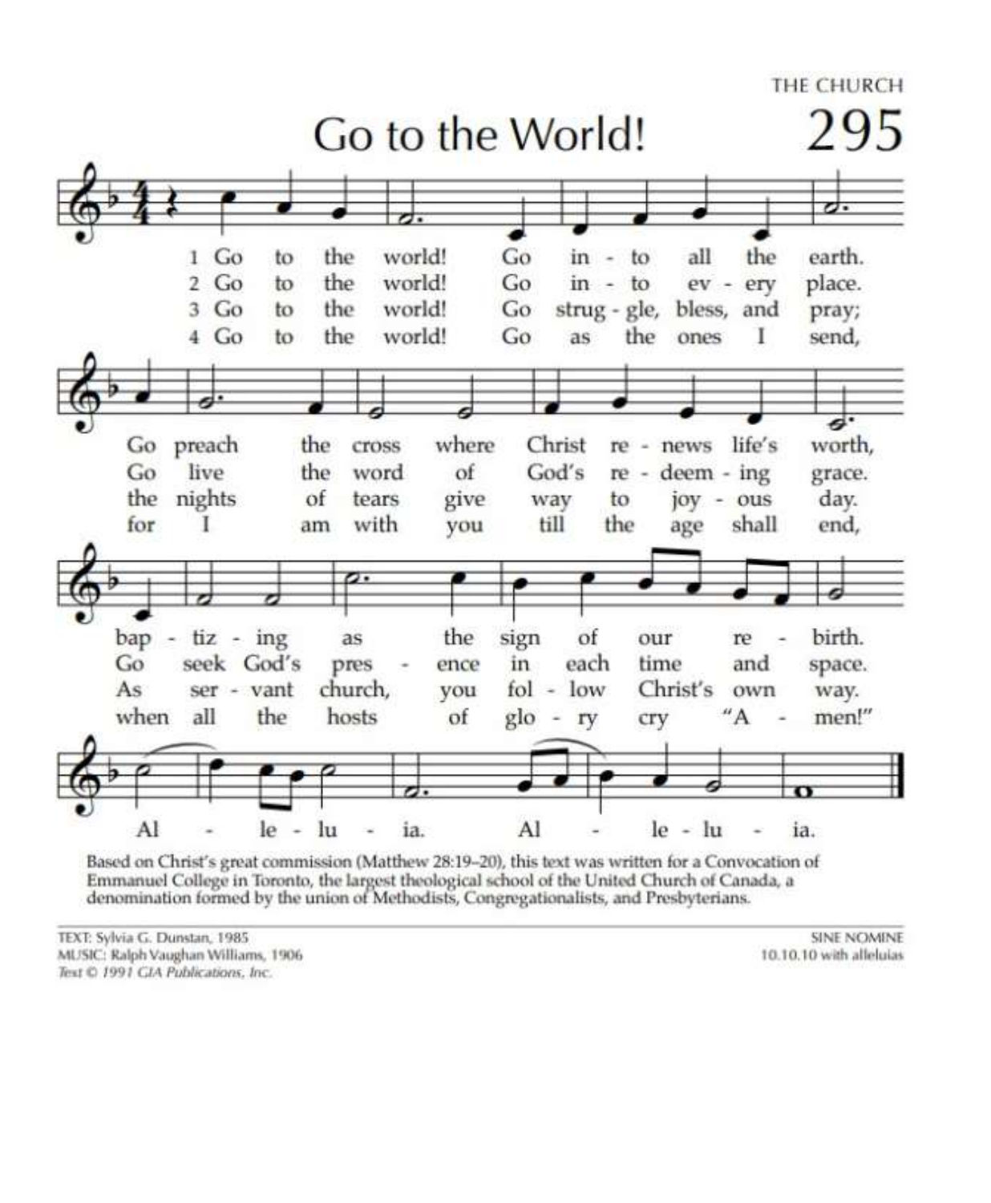THE CHURCH

# Go to the World!

## 295

1 Go to the world! Go into all the earth.
Go preach the cross where Christ renews life's worth,
baptizing as the sign of our rebirth.
Alleluia. Alleluia.

2 Go to the world! Go into every place.
Go live the word of God's redeeming grace.
Go seek God's presence in each time and space.
Alleluia. Alleluia.

3 Go to the world! Go struggle, bless, and pray;
the nights of tears give way to joyous day.
As servant church, you follow Christ's own way.
Alleluia. Alleluia.

4 Go to the world! Go as the ones I send,
for I am with you till the age shall end,
when all the hosts of glory cry "Amen!"
Alleluia. Alleluia.

Based on Christ's great commission (Matthew 28:19–20), this text was written for a Convocation of Emmanuel College in Toronto, the largest theological school of the United Church of Canada, a denomination formed by the union of Methodists, Congregationalists, and Presbyterians.

TEXT: Sylvia G. Dunstan, 1985
MUSIC: Ralph Vaughan Williams, 1906
*Text © 1991 GIA Publications, Inc.*

SINE NOMINE
10.10.10 with alleluias